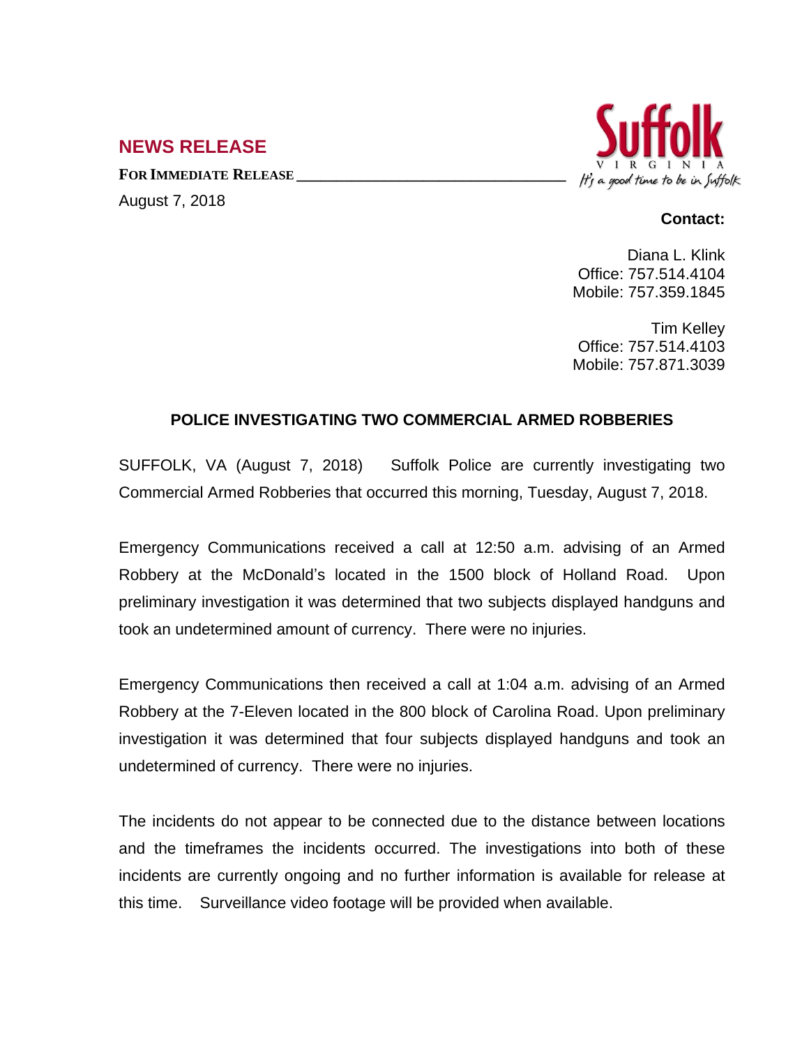## NEWS RELEASE

**FOR IMMEDIATE RELEASE** ________________________________

August 7, 2018

Suffolk
VIRGINIA
It's a good time to be in Suffolk

**Contact:**

Diana L. Klink
Office: 757.514.4104
Mobile: 757.359.1845

Tim Kelley
Office: 757.514.4103
Mobile: 757.871.3039

### POLICE INVESTIGATING TWO COMMERCIAL ARMED ROBBERIES

SUFFOLK, VA (August 7, 2018) Suffolk Police are currently investigating two Commercial Armed Robberies that occurred this morning, Tuesday, August 7, 2018.

Emergency Communications received a call at 12:50 a.m. advising of an Armed Robbery at the McDonald's located in the 1500 block of Holland Road. Upon preliminary investigation it was determined that two subjects displayed handguns and took an undetermined amount of currency. There were no injuries.

Emergency Communications then received a call at 1:04 a.m. advising of an Armed Robbery at the 7-Eleven located in the 800 block of Carolina Road. Upon preliminary investigation it was determined that four subjects displayed handguns and took an undetermined of currency. There were no injuries.

The incidents do not appear to be connected due to the distance between locations and the timeframes the incidents occurred. The investigations into both of these incidents are currently ongoing and no further information is available for release at this time. Surveillance video footage will be provided when available.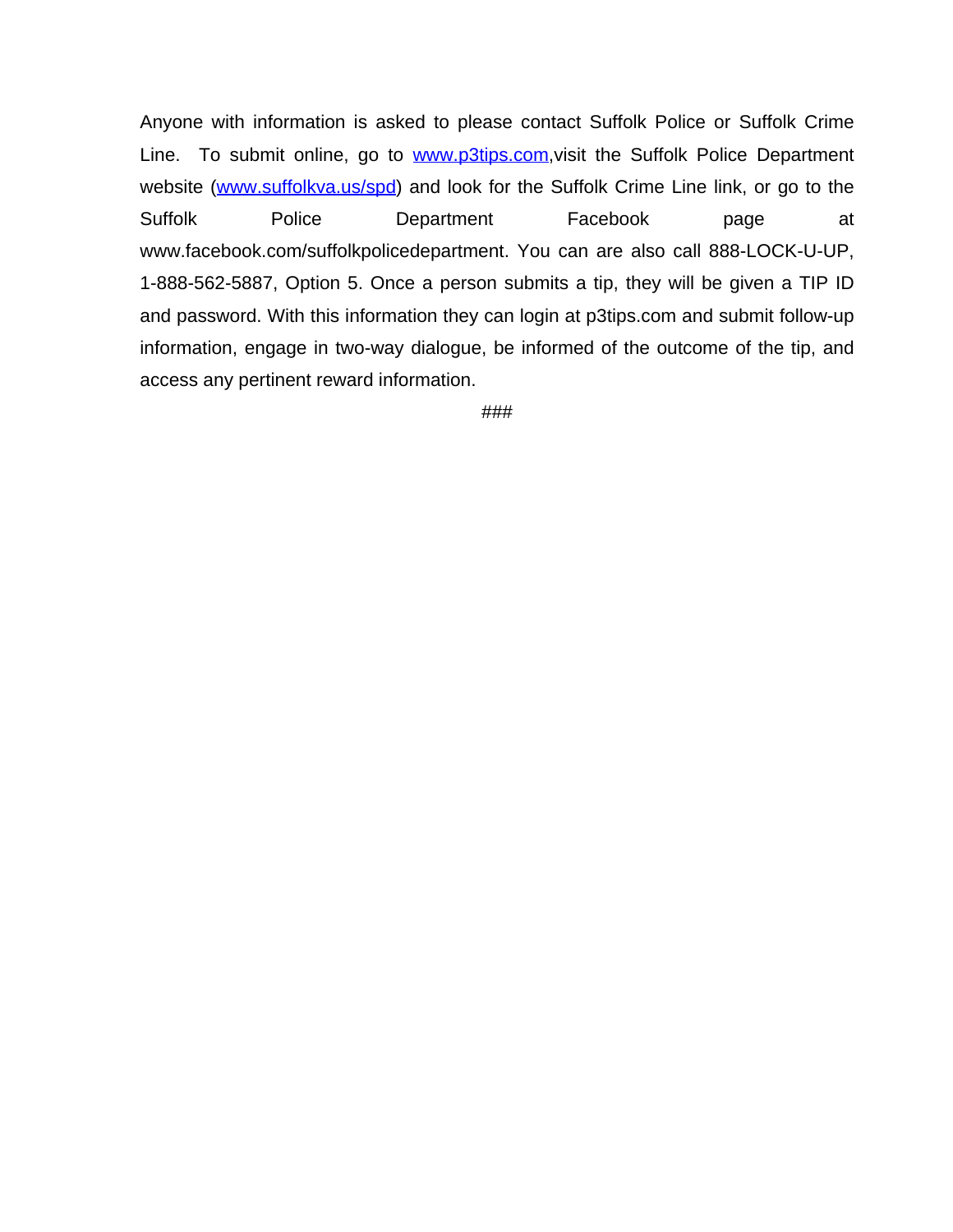Anyone with information is asked to please contact Suffolk Police or Suffolk Crime Line. To submit online, go to www.p3tips.com,visit the Suffolk Police Department website (www.suffolkva.us/spd) and look for the Suffolk Crime Line link, or go to the Suffolk Police Department Facebook page at www.facebook.com/suffolkpolicedepartment. You can are also call 888-LOCK-U-UP, 1-888-562-5887, Option 5. Once a person submits a tip, they will be given a TIP ID and password. With this information they can login at p3tips.com and submit follow-up information, engage in two-way dialogue, be informed of the outcome of the tip, and access any pertinent reward information.

###